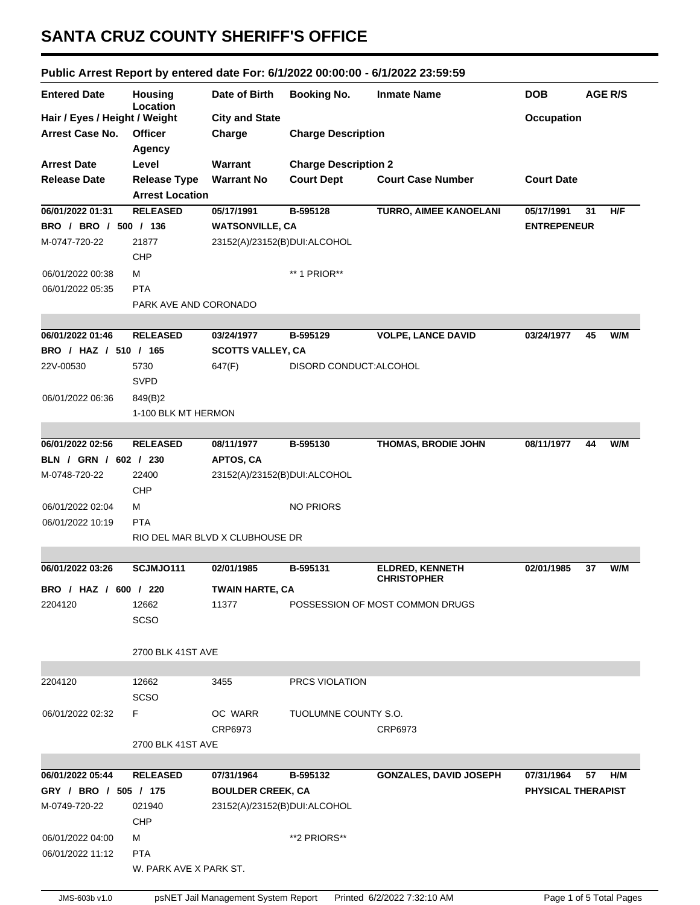# SANTA CRUZ COUNTY SHERIFF'S OFFICE

## Public Arrest Report by entered date For: 6/1/2022 00:00:00 - 6/1/2022 23:59:59

| Entered Date | Housing Location | Date of Birth | Booking No. | Inmate Name | DOB | AGE | R/S |
|---|---|---|---|---|---|---|---|
| Hair / Eyes / Height / Weight | | City and State | | | Occupation | | |
| Arrest Case No. | Officer Agency | Charge | Charge Description | | | | |
| Arrest Date | Level | Warrant | Charge Description 2 | | | | |
| Release Date | Release Type | Warrant No | Court Dept | Court Case Number | Court Date | | |
| | Arrest Location | | | | | | |
| **06/01/2022 01:31** | **RELEASED** | **05/17/1991** | **B-595128** | **TURRO, AIMEE KANOELANI** | **05/17/1991** | **31** | **H/F** |
| **BRO / BRO / 500 / 136** | | **WATSONVILLE, CA** | | | **ENTREPENEUR** | | |
| M-0747-720-22 | 21877 CHP | 23152(A)/23152(B)DUI:ALCOHOL | | | | | |
| 06/01/2022 00:38 | M | | ** 1 PRIOR** | | | | |
| 06/01/2022 05:35 | PTA | | | | | | |
| | PARK AVE AND CORONADO | | | | | | |
| **06/01/2022 01:46** | **RELEASED** | **03/24/1977** | **B-595129** | **VOLPE, LANCE DAVID** | **03/24/1977** | **45** | **W/M** |
| **BRO / HAZ / 510 / 165** | | **SCOTTS VALLEY, CA** | | | | | |
| 22V-00530 | 5730 SVPD | 647(F) | DISORD CONDUCT:ALCOHOL | | | | |
| 06/01/2022 06:36 | 849(B)2 | | | | | | |
| | 1-100 BLK MT HERMON | | | | | | |
| **06/01/2022 02:56** | **RELEASED** | **08/11/1977** | **B-595130** | **THOMAS, BRODIE JOHN** | **08/11/1977** | **44** | **W/M** |
| **BLN / GRN / 602 / 230** | | **APTOS, CA** | | | | | |
| M-0748-720-22 | 22400 CHP | 23152(A)/23152(B)DUI:ALCOHOL | | | | | |
| 06/01/2022 02:04 | M | | NO PRIORS | | | | |
| 06/01/2022 10:19 | PTA | | | | | | |
| | RIO DEL MAR BLVD X CLUBHOUSE DR | | | | | | |
| **06/01/2022 03:26** | **SCJMJO111** | **02/01/1985** | **B-595131** | **ELDRED, KENNETH CHRISTOPHER** | **02/01/1985** | **37** | **W/M** |
| **BRO / HAZ / 600 / 220** | | **TWAIN HARTE, CA** | | | | | |
| 2204120 | 12662 SCSO | 11377 | POSSESSION OF MOST COMMON DRUGS | | | | |
| | 2700 BLK 41ST AVE | | | | | | |
| 2204120 | 12662 SCSO | 3455 | PRCS VIOLATION | | | | |
| 06/01/2022 02:32 | F | OC WARR | TUOLUMNE COUNTY S.O. | | | | |
| | | CRP6973 | | CRP6973 | | | |
| | 2700 BLK 41ST AVE | | | | | | |
| **06/01/2022 05:44** | **RELEASED** | **07/31/1964** | **B-595132** | **GONZALES, DAVID JOSEPH** | **07/31/1964** | **57** | **H/M** |
| **GRY / BRO / 505 / 175** | | **BOULDER CREEK, CA** | | | **PHYSICAL THERAPIST** | | |
| M-0749-720-22 | 021940 CHP | 23152(A)/23152(B)DUI:ALCOHOL | | | | | |
| 06/01/2022 04:00 | M | | **2 PRIORS** | | | | |
| 06/01/2022 11:12 | PTA | | | | | | |
| | W. PARK AVE X PARK ST. | | | | | | |

JMS-603b v1.0 psNET Jail Management System Report Printed 6/2/2022 7:32:10 AM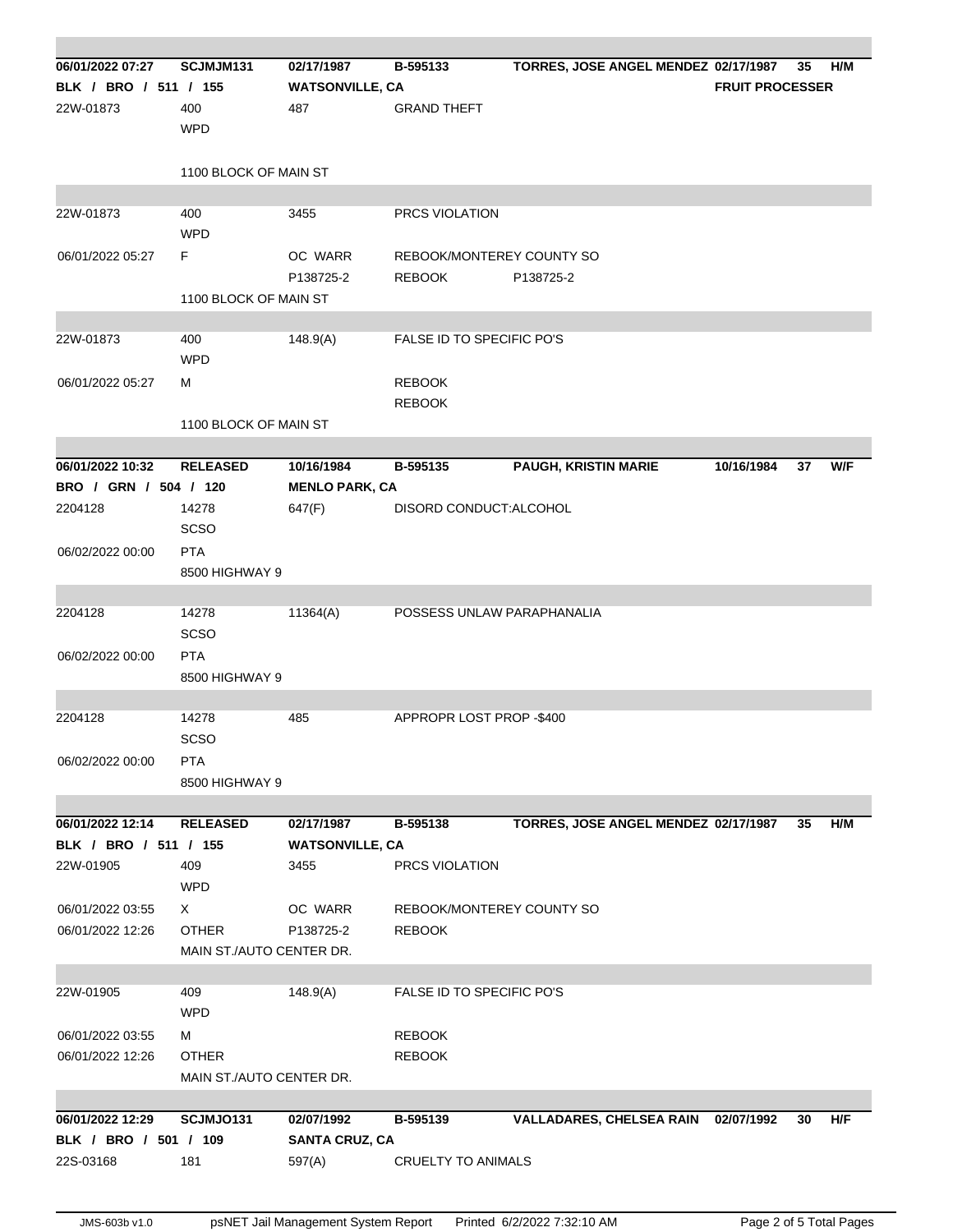| | | | | | | | |
|---|---|---|---|---|---|---|---|
| **06/01/2022 07:27** | **SCJMJM131** | **02/17/1987** | **B-595133** | **TORRES, JOSE ANGEL MENDEZ** | **02/17/1987** | **35** | **H/M** |
| **BLK / BRO / 511 / 155** | | **WATSONVILLE, CA** | | | **FRUIT PROCESSER** | | |
| 22W-01873 | 400<br>WPD | 487 | GRAND THEFT | | | | |
| | 1100 BLOCK OF MAIN ST | | | | | | |
| 22W-01873 | 400<br>WPD | 3455 | PRCS VIOLATION | | | | |
| 06/01/2022 05:27 | F | OC WARR<br>P138725-2 | REBOOK/MONTEREY COUNTY SO<br>REBOOK | P138725-2 | | | |
| | 1100 BLOCK OF MAIN ST | | | | | | |
| 22W-01873 | 400<br>WPD | 148.9(A) | FALSE ID TO SPECIFIC PO'S | | | | |
| 06/01/2022 05:27 | M | | REBOOK<br>REBOOK | | | | |
| | 1100 BLOCK OF MAIN ST | | | | | | |
| **06/01/2022 10:32** | **RELEASED** | **10/16/1984** | **B-595135** | **PAUGH, KRISTIN MARIE** | **10/16/1984** | **37** | **W/F** |
| **BRO / GRN / 504 / 120** | | **MENLO PARK, CA** | | | | | |
| 2204128 | 14278<br>SCSO | 647(F) | DISORD CONDUCT:ALCOHOL | | | | |
| 06/02/2022 00:00 | PTA<br>8500 HIGHWAY 9 | | | | | | |
| 2204128 | 14278<br>SCSO | 11364(A) | POSSESS UNLAW PARAPHANALIA | | | | |
| 06/02/2022 00:00 | PTA<br>8500 HIGHWAY 9 | | | | | | |
| 2204128 | 14278<br>SCSO | 485 | APPROPR LOST PROP -$400 | | | | |
| 06/02/2022 00:00 | PTA<br>8500 HIGHWAY 9 | | | | | | |
| **06/01/2022 12:14** | **RELEASED** | **02/17/1987** | **B-595138** | **TORRES, JOSE ANGEL MENDEZ** | **02/17/1987** | **35** | **H/M** |
| **BLK / BRO / 511 / 155** | | **WATSONVILLE, CA** | | | | | |
| 22W-01905 | 409<br>WPD | 3455 | PRCS VIOLATION | | | | |
| 06/01/2022 03:55<br>06/01/2022 12:26 | X<br>OTHER | OC WARR<br>P138725-2 | REBOOK/MONTEREY COUNTY SO<br>REBOOK | | | | |
| | MAIN ST./AUTO CENTER DR. | | | | | | |
| 22W-01905 | 409<br>WPD | 148.9(A) | FALSE ID TO SPECIFIC PO'S | | | | |
| 06/01/2022 03:55<br>06/01/2022 12:26 | M<br>OTHER | | REBOOK<br>REBOOK | | | | |
| | MAIN ST./AUTO CENTER DR. | | | | | | |
| **06/01/2022 12:29** | **SCJMJO131** | **02/07/1992** | **B-595139** | **VALLADARES, CHELSEA RAIN** | **02/07/1992** | **30** | **H/F** |
| **BLK / BRO / 501 / 109** | | **SANTA CRUZ, CA** | | | | | |
| 22S-03168 | 181 | 597(A) | CRUELTY TO ANIMALS | | | | |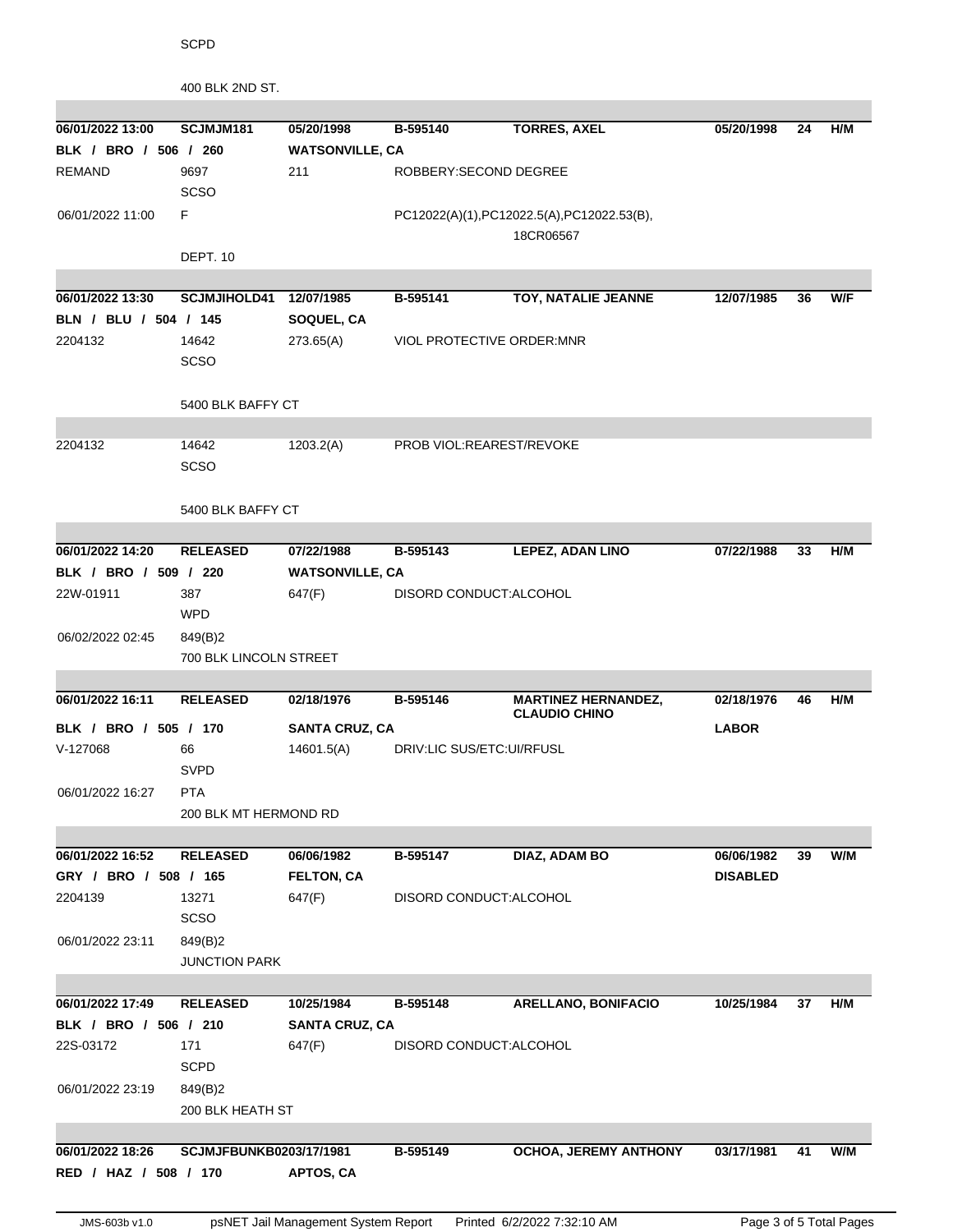SCPD

400 BLK 2ND ST.

| | | | | | | | |
|---|---|---|---|---|---|---|---|
| **06/01/2022 13:00** | **SCJMJM181** | **05/20/1998** | **B-595140** | **TORRES, AXEL** | **05/20/1998** | **24** | **H/M** |
| **BLK / BRO / 506 / 260** | | **WATSONVILLE, CA** | | | | | |
| REMAND | 9697<br>SCSO | 211 | ROBBERY:SECOND DEGREE | | | | |
| 06/01/2022 11:00 | F | | PC12022(A)(1),PC12022.5(A),PC12022.53(B),<br>18CR06567 | | | | |
| | DEPT. 10 | | | | | | |
| **06/01/2022 13:30** | **SCJMJIHOLD41** | **12/07/1985** | **B-595141** | **TOY, NATALIE JEANNE** | **12/07/1985** | **36** | **W/F** |
| **BLN / BLU / 504 / 145** | | **SOQUEL, CA** | | | | | |
| 2204132 | 14642<br>SCSO | 273.65(A) | VIOL PROTECTIVE ORDER:MNR | | | | |
| | 5400 BLK BAFFY CT | | | | | | |
| 2204132 | 14642<br>SCSO | 1203.2(A) | PROB VIOL:REAREST/REVOKE | | | | |
| | 5400 BLK BAFFY CT | | | | | | |
| **06/01/2022 14:20** | **RELEASED** | **07/22/1988** | **B-595143** | **LEPEZ, ADAN LINO** | **07/22/1988** | **33** | **H/M** |
| **BLK / BRO / 509 / 220** | | **WATSONVILLE, CA** | | | | | |
| 22W-01911 | 387<br>WPD | 647(F) | DISORD CONDUCT:ALCOHOL | | | | |
| 06/02/2022 02:45 | 849(B)2<br>700 BLK LINCOLN STREET | | | | | | |
| **06/01/2022 16:11** | **RELEASED** | **02/18/1976** | **B-595146** | **MARTINEZ HERNANDEZ, CLAUDIO CHINO** | **02/18/1976** | **46** | **H/M** |
| **BLK / BRO / 505 / 170** | | **SANTA CRUZ, CA** | | | **LABOR** | | |
| V-127068 | 66<br>SVPD | 14601.5(A) | DRIV:LIC SUS/ETC:UI/RFUSL | | | | |
| 06/01/2022 16:27 | PTA<br>200 BLK MT HERMOND RD | | | | | | |
| **06/01/2022 16:52** | **RELEASED** | **06/06/1982** | **B-595147** | **DIAZ, ADAM BO** | **06/06/1982** | **39** | **W/M** |
| **GRY / BRO / 508 / 165** | | **FELTON, CA** | | | **DISABLED** | | |
| 2204139 | 13271<br>SCSO | 647(F) | DISORD CONDUCT:ALCOHOL | | | | |
| 06/01/2022 23:11 | 849(B)2<br>JUNCTION PARK | | | | | | |
| **06/01/2022 17:49** | **RELEASED** | **10/25/1984** | **B-595148** | **ARELLANO, BONIFACIO** | **10/25/1984** | **37** | **H/M** |
| **BLK / BRO / 506 / 210** | | **SANTA CRUZ, CA** | | | | | |
| 22S-03172 | 171<br>SCPD | 647(F) | DISORD CONDUCT:ALCOHOL | | | | |
| 06/01/2022 23:19 | 849(B)2<br>200 BLK HEATH ST | | | | | | |
| **06/01/2022 18:26** | **SCJMJFBUNKB02** | **03/17/1981** | **B-595149** | **OCHOA, JEREMY ANTHONY** | **03/17/1981** | **41** | **W/M** |
| **RED / HAZ / 508 / 170** | | **APTOS, CA** | | | | | |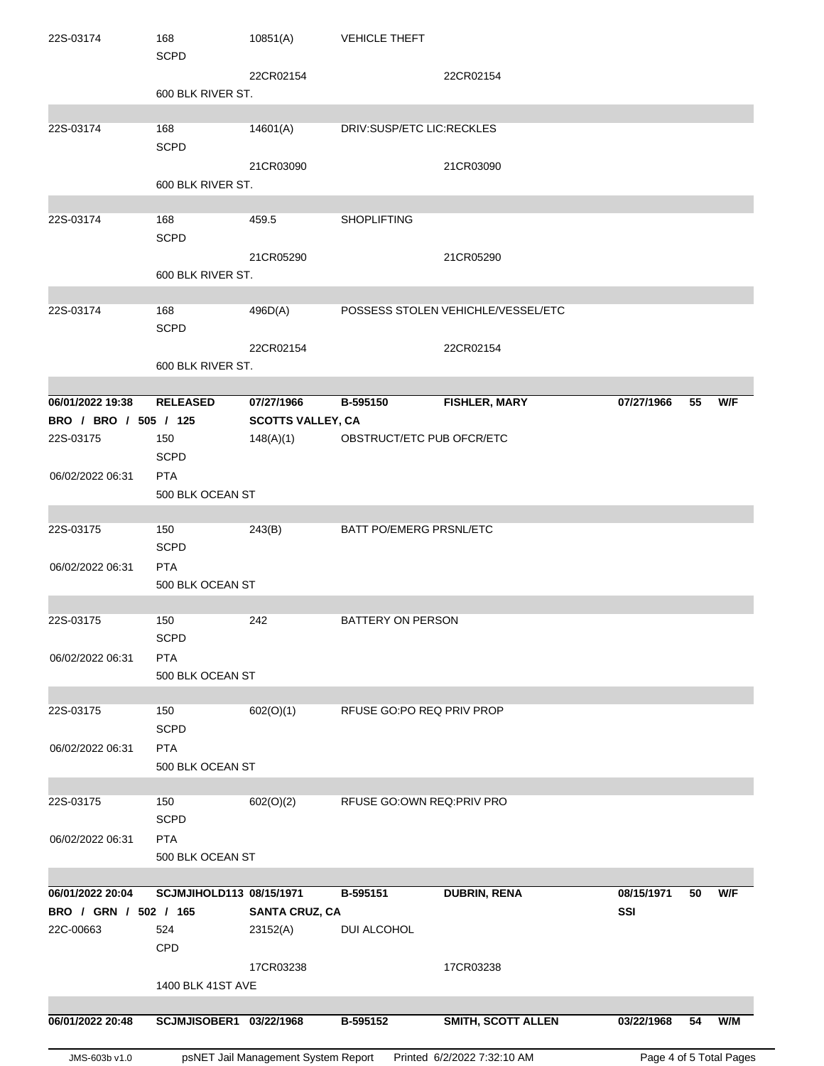| | | | | | | | |
|---|---|---|---|---|---|---|---|
| 22S-03174 | 168<br>SCPD | 10851(A) | VEHICLE THEFT | | | | |
| | | 22CR02154 | | 22CR02154 | | | |
| | 600 BLK RIVER ST. | | | | | | |
| 22S-03174 | 168<br>SCPD | 14601(A) | DRIV:SUSP/ETC LIC:RECKLES | | | | |
| | | 21CR03090 | | 21CR03090 | | | |
| | 600 BLK RIVER ST. | | | | | | |
| 22S-03174 | 168<br>SCPD | 459.5 | SHOPLIFTING | | | | |
| | | 21CR05290 | | 21CR05290 | | | |
| | 600 BLK RIVER ST. | | | | | | |
| 22S-03174 | 168<br>SCPD | 496D(A) | POSSESS STOLEN VEHICHLE/VESSEL/ETC | | | | |
| | | 22CR02154 | | 22CR02154 | | | |
| | 600 BLK RIVER ST. | | | | | | |
| **06/01/2022 19:38** | **RELEASED** | **07/27/1966** | **B-595150** | **FISHLER, MARY** | **07/27/1966** | **55** | **W/F** |
| **BRO / BRO / 505 / 125** | | **SCOTTS VALLEY, CA** | | | | | |
| 22S-03175 | 150<br>SCPD | 148(A)(1) | OBSTRUCT/ETC PUB OFCR/ETC | | | | |
| 06/02/2022 06:31 | PTA | | | | | | |
| | 500 BLK OCEAN ST | | | | | | |
| 22S-03175 | 150<br>SCPD | 243(B) | BATT PO/EMERG PRSNL/ETC | | | | |
| 06/02/2022 06:31 | PTA | | | | | | |
| | 500 BLK OCEAN ST | | | | | | |
| 22S-03175 | 150<br>SCPD | 242 | BATTERY ON PERSON | | | | |
| 06/02/2022 06:31 | PTA | | | | | | |
| | 500 BLK OCEAN ST | | | | | | |
| 22S-03175 | 150<br>SCPD | 602(O)(1) | RFUSE GO:PO REQ PRIV PROP | | | | |
| 06/02/2022 06:31 | PTA | | | | | | |
| | 500 BLK OCEAN ST | | | | | | |
| 22S-03175 | 150<br>SCPD | 602(O)(2) | RFUSE GO:OWN REQ:PRIV PRO | | | | |
| 06/02/2022 06:31 | PTA | | | | | | |
| | 500 BLK OCEAN ST | | | | | | |
| **06/01/2022 20:04** | **SCJMJIHOLD113** | **08/15/1971** | **B-595151** | **DUBRIN, RENA** | **08/15/1971** | **50** | **W/F** |
| **BRO / GRN / 502 / 165** | | **SANTA CRUZ, CA** | | | **SSI** | | |
| 22C-00663 | 524<br>CPD | 23152(A) | DUI ALCOHOL | | | | |
| | | 17CR03238 | | 17CR03238 | | | |
| | 1400 BLK 41ST AVE | | | | | | |
| **06/01/2022 20:48** | **SCJMJISOBER1** | **03/22/1968** | **B-595152** | **SMITH, SCOTT ALLEN** | **03/22/1968** | **54** | **W/M** |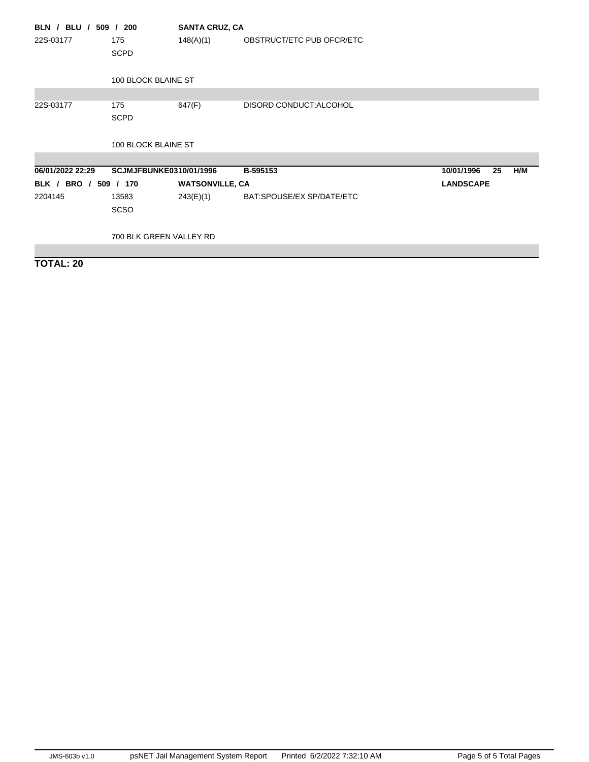| | | | | |
|---|---|---|---|---|
| **BLN / BLU / 509 / 200** | | **SANTA CRUZ, CA** | | |
| 22S-03177 | 175<br>SCPD<br><br>100 BLOCK BLAINE ST | 148(A)(1) | OBSTRUCT/ETC PUB OFCR/ETC | |
| 22S-03177 | 175<br>SCPD<br><br>100 BLOCK BLAINE ST | 647(F) | DISORD CONDUCT:ALCOHOL | |
| **06/01/2022 22:29** | **SCJMJFBUNKE0310/01/1996** | | **B-595153** | **10/01/1996 25 H/M** |
| **BLK / BRO / 509 / 170** | | **WATSONVILLE, CA** | | **LANDSCAPE** |
| 2204145 | 13583<br>SCSO<br><br>700 BLK GREEN VALLEY RD | 243(E)(1) | BAT:SPOUSE/EX SP/DATE/ETC | |

**TOTAL: 20**

JMS-603b v1.0 psNET Jail Management System Report Printed 6/2/2022 7:32:10 AM